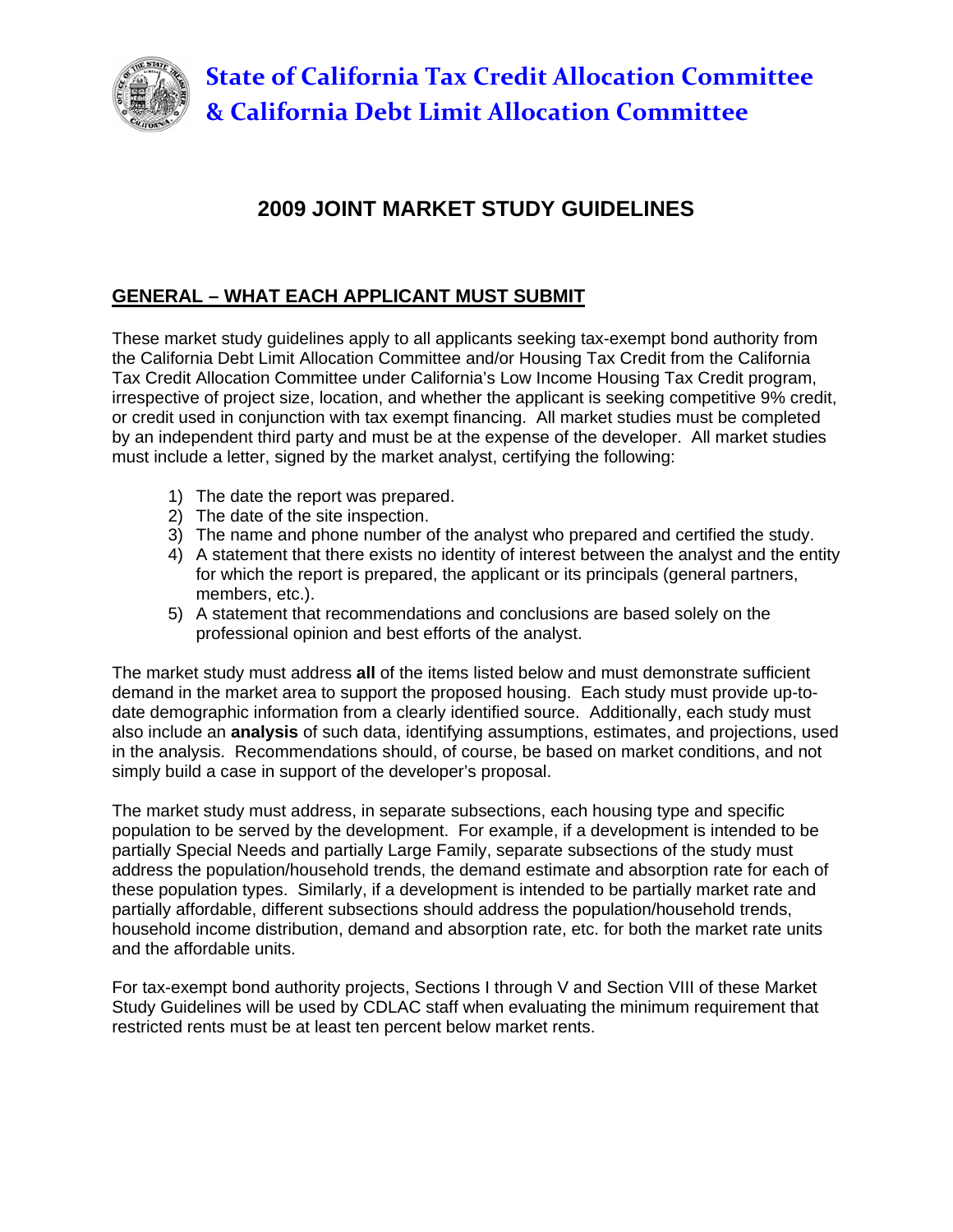# State of California Tax Credit Allocation Committee & California Debt Limit Allocation Committee

## 2009 JOINT MARKET STUDY GUIDELINES

### GENERAL – WHAT EACH APPLICANT MUST SUBMIT

These market study guidelines apply to all applicants seeking tax-exempt bond authority from the California Debt Limit Allocation Committee and/or Housing Tax Credit from the California Tax Credit Allocation Committee under California's Low Income Housing Tax Credit program, irrespective of project size, location, and whether the applicant is seeking competitive 9% credit, or credit used in conjunction with tax exempt financing. All market studies must be completed by an independent third party and must be at the expense of the developer. All market studies must include a letter, signed by the market analyst, certifying the following:

1) The date the report was prepared.
2) The date of the site inspection.
3) The name and phone number of the analyst who prepared and certified the study.
4) A statement that there exists no identity of interest between the analyst and the entity for which the report is prepared, the applicant or its principals (general partners, members, etc.).
5) A statement that recommendations and conclusions are based solely on the professional opinion and best efforts of the analyst.

The market study must address **all** of the items listed below and must demonstrate sufficient demand in the market area to support the proposed housing. Each study must provide up-to-date demographic information from a clearly identified source. Additionally, each study must also include an **analysis** of such data, identifying assumptions, estimates, and projections, used in the analysis. Recommendations should, of course, be based on market conditions, and not simply build a case in support of the developer's proposal.

The market study must address, in separate subsections, each housing type and specific population to be served by the development. For example, if a development is intended to be partially Special Needs and partially Large Family, separate subsections of the study must address the population/household trends, the demand estimate and absorption rate for each of these population types. Similarly, if a development is intended to be partially market rate and partially affordable, different subsections should address the population/household trends, household income distribution, demand and absorption rate, etc. for both the market rate units and the affordable units.

For tax-exempt bond authority projects, Sections I through V and Section VIII of these Market Study Guidelines will be used by CDLAC staff when evaluating the minimum requirement that restricted rents must be at least ten percent below market rents.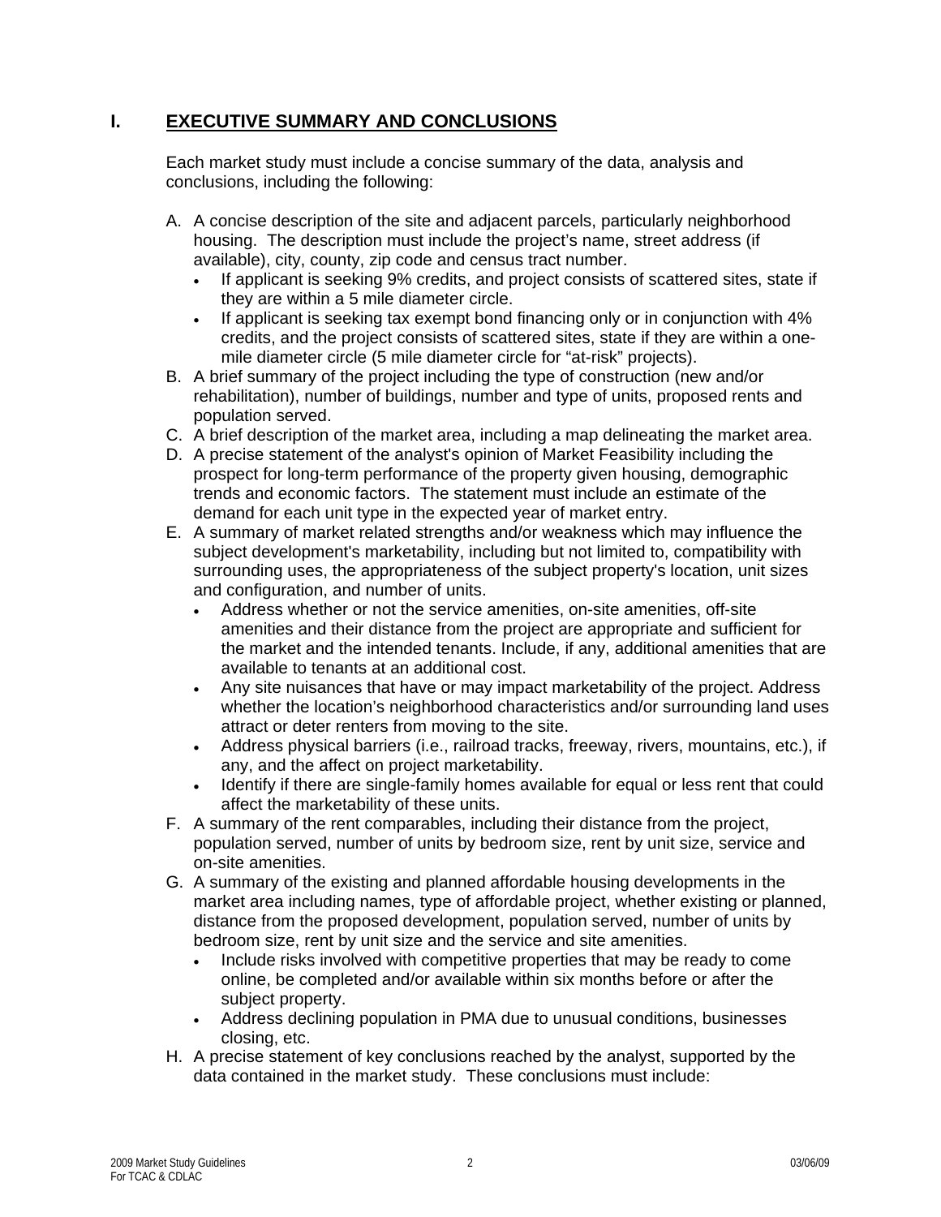## I. EXECUTIVE SUMMARY AND CONCLUSIONS

Each market study must include a concise summary of the data, analysis and conclusions, including the following:

A. A concise description of the site and adjacent parcels, particularly neighborhood housing. The description must include the project's name, street address (if available), city, county, zip code and census tract number.
   - If applicant is seeking 9% credits, and project consists of scattered sites, state if they are within a 5 mile diameter circle.
   - If applicant is seeking tax exempt bond financing only or in conjunction with 4% credits, and the project consists of scattered sites, state if they are within a one-mile diameter circle (5 mile diameter circle for "at-risk" projects).

B. A brief summary of the project including the type of construction (new and/or rehabilitation), number of buildings, number and type of units, proposed rents and population served.

C. A brief description of the market area, including a map delineating the market area.

D. A precise statement of the analyst's opinion of Market Feasibility including the prospect for long-term performance of the property given housing, demographic trends and economic factors. The statement must include an estimate of the demand for each unit type in the expected year of market entry.

E. A summary of market related strengths and/or weakness which may influence the subject development's marketability, including but not limited to, compatibility with surrounding uses, the appropriateness of the subject property's location, unit sizes and configuration, and number of units.
   - Address whether or not the service amenities, on-site amenities, off-site amenities and their distance from the project are appropriate and sufficient for the market and the intended tenants. Include, if any, additional amenities that are available to tenants at an additional cost.
   - Any site nuisances that have or may impact marketability of the project. Address whether the location's neighborhood characteristics and/or surrounding land uses attract or deter renters from moving to the site.
   - Address physical barriers (i.e., railroad tracks, freeway, rivers, mountains, etc.), if any, and the affect on project marketability.
   - Identify if there are single-family homes available for equal or less rent that could affect the marketability of these units.

F. A summary of the rent comparables, including their distance from the project, population served, number of units by bedroom size, rent by unit size, service and on-site amenities.

G. A summary of the existing and planned affordable housing developments in the market area including names, type of affordable project, whether existing or planned, distance from the proposed development, population served, number of units by bedroom size, rent by unit size and the service and site amenities.
   - Include risks involved with competitive properties that may be ready to come online, be completed and/or available within six months before or after the subject property.
   - Address declining population in PMA due to unusual conditions, businesses closing, etc.

H. A precise statement of key conclusions reached by the analyst, supported by the data contained in the market study. These conclusions must include: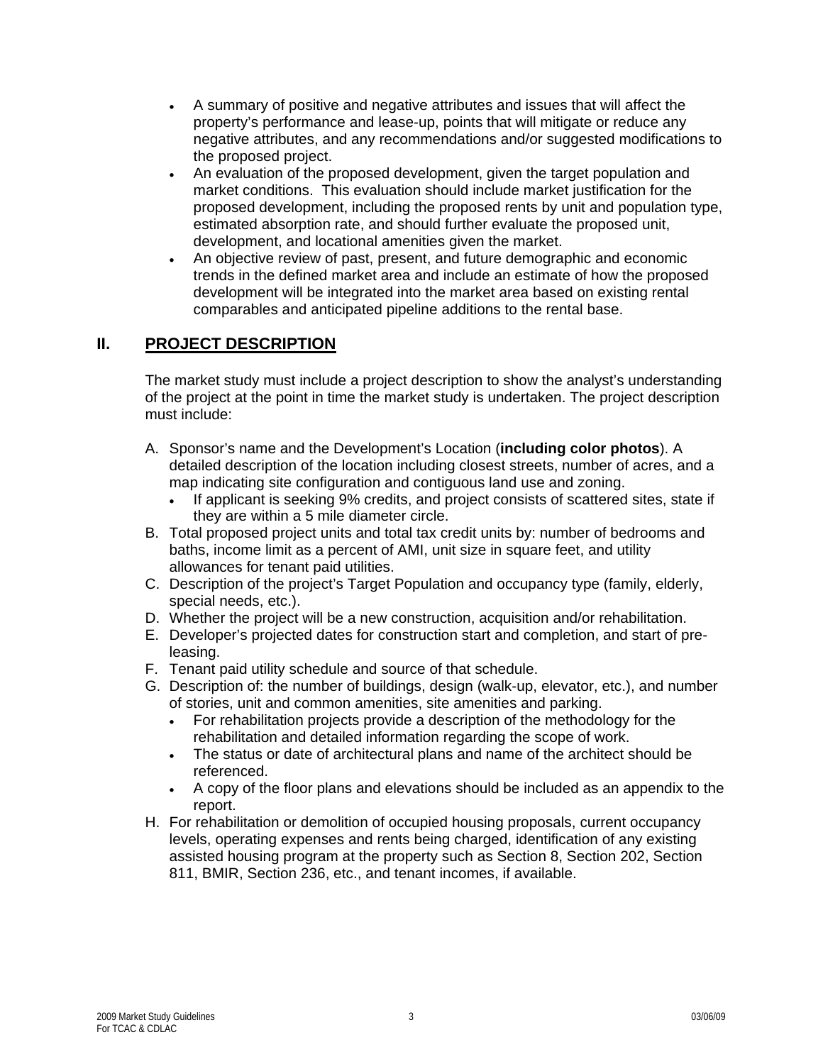- A summary of positive and negative attributes and issues that will affect the property's performance and lease-up, points that will mitigate or reduce any negative attributes, and any recommendations and/or suggested modifications to the proposed project.
- An evaluation of the proposed development, given the target population and market conditions. This evaluation should include market justification for the proposed development, including the proposed rents by unit and population type, estimated absorption rate, and should further evaluate the proposed unit, development, and locational amenities given the market.
- An objective review of past, present, and future demographic and economic trends in the defined market area and include an estimate of how the proposed development will be integrated into the market area based on existing rental comparables and anticipated pipeline additions to the rental base.

## II. PROJECT DESCRIPTION

The market study must include a project description to show the analyst's understanding of the project at the point in time the market study is undertaken. The project description must include:

A. Sponsor's name and the Development's Location (**including color photos**). A detailed description of the location including closest streets, number of acres, and a map indicating site configuration and contiguous land use and zoning.
   - If applicant is seeking 9% credits, and project consists of scattered sites, state if they are within a 5 mile diameter circle.

B. Total proposed project units and total tax credit units by: number of bedrooms and baths, income limit as a percent of AMI, unit size in square feet, and utility allowances for tenant paid utilities.

C. Description of the project's Target Population and occupancy type (family, elderly, special needs, etc.).

D. Whether the project will be a new construction, acquisition and/or rehabilitation.

E. Developer's projected dates for construction start and completion, and start of pre-leasing.

F. Tenant paid utility schedule and source of that schedule.

G. Description of: the number of buildings, design (walk-up, elevator, etc.), and number of stories, unit and common amenities, site amenities and parking.
   - For rehabilitation projects provide a description of the methodology for the rehabilitation and detailed information regarding the scope of work.
   - The status or date of architectural plans and name of the architect should be referenced.
   - A copy of the floor plans and elevations should be included as an appendix to the report.

H. For rehabilitation or demolition of occupied housing proposals, current occupancy levels, operating expenses and rents being charged, identification of any existing assisted housing program at the property such as Section 8, Section 202, Section 811, BMIR, Section 236, etc., and tenant incomes, if available.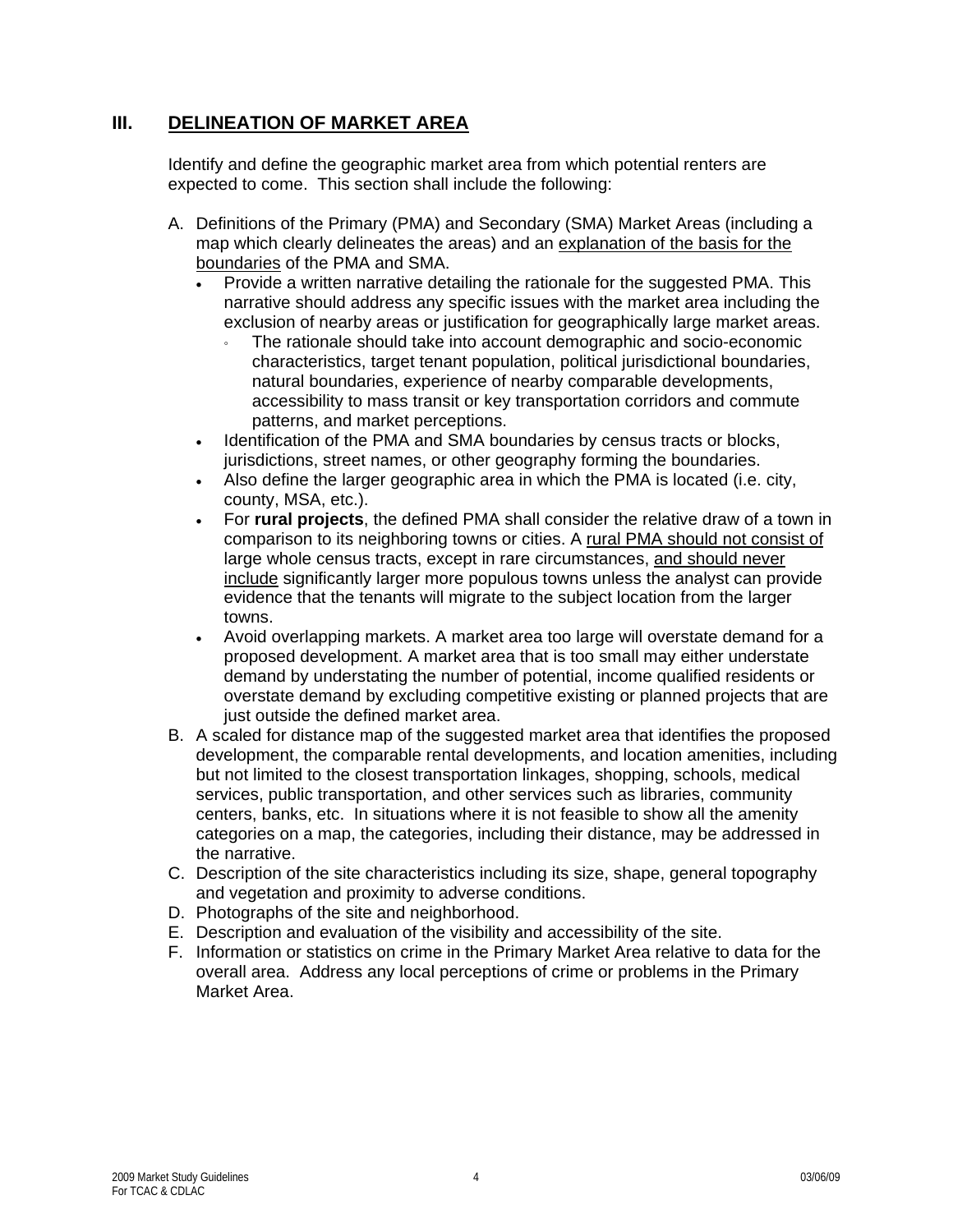## III. DELINEATION OF MARKET AREA

Identify and define the geographic market area from which potential renters are expected to come. This section shall include the following:

A. Definitions of the Primary (PMA) and Secondary (SMA) Market Areas (including a map which clearly delineates the areas) and an explanation of the basis for the boundaries of the PMA and SMA.
   - Provide a written narrative detailing the rationale for the suggested PMA. This narrative should address any specific issues with the market area including the exclusion of nearby areas or justification for geographically large market areas.
     - The rationale should take into account demographic and socio-economic characteristics, target tenant population, political jurisdictional boundaries, natural boundaries, experience of nearby comparable developments, accessibility to mass transit or key transportation corridors and commute patterns, and market perceptions.
   - Identification of the PMA and SMA boundaries by census tracts or blocks, jurisdictions, street names, or other geography forming the boundaries.
   - Also define the larger geographic area in which the PMA is located (i.e. city, county, MSA, etc.).
   - For **rural projects**, the defined PMA shall consider the relative draw of a town in comparison to its neighboring towns or cities. A rural PMA should not consist of large whole census tracts, except in rare circumstances, and should never include significantly larger more populous towns unless the analyst can provide evidence that the tenants will migrate to the subject location from the larger towns.
   - Avoid overlapping markets. A market area too large will overstate demand for a proposed development. A market area that is too small may either understate demand by understating the number of potential, income qualified residents or overstate demand by excluding competitive existing or planned projects that are just outside the defined market area.

B. A scaled for distance map of the suggested market area that identifies the proposed development, the comparable rental developments, and location amenities, including but not limited to the closest transportation linkages, shopping, schools, medical services, public transportation, and other services such as libraries, community centers, banks, etc. In situations where it is not feasible to show all the amenity categories on a map, the categories, including their distance, may be addressed in the narrative.

C. Description of the site characteristics including its size, shape, general topography and vegetation and proximity to adverse conditions.

D. Photographs of the site and neighborhood.

E. Description and evaluation of the visibility and accessibility of the site.

F. Information or statistics on crime in the Primary Market Area relative to data for the overall area. Address any local perceptions of crime or problems in the Primary Market Area.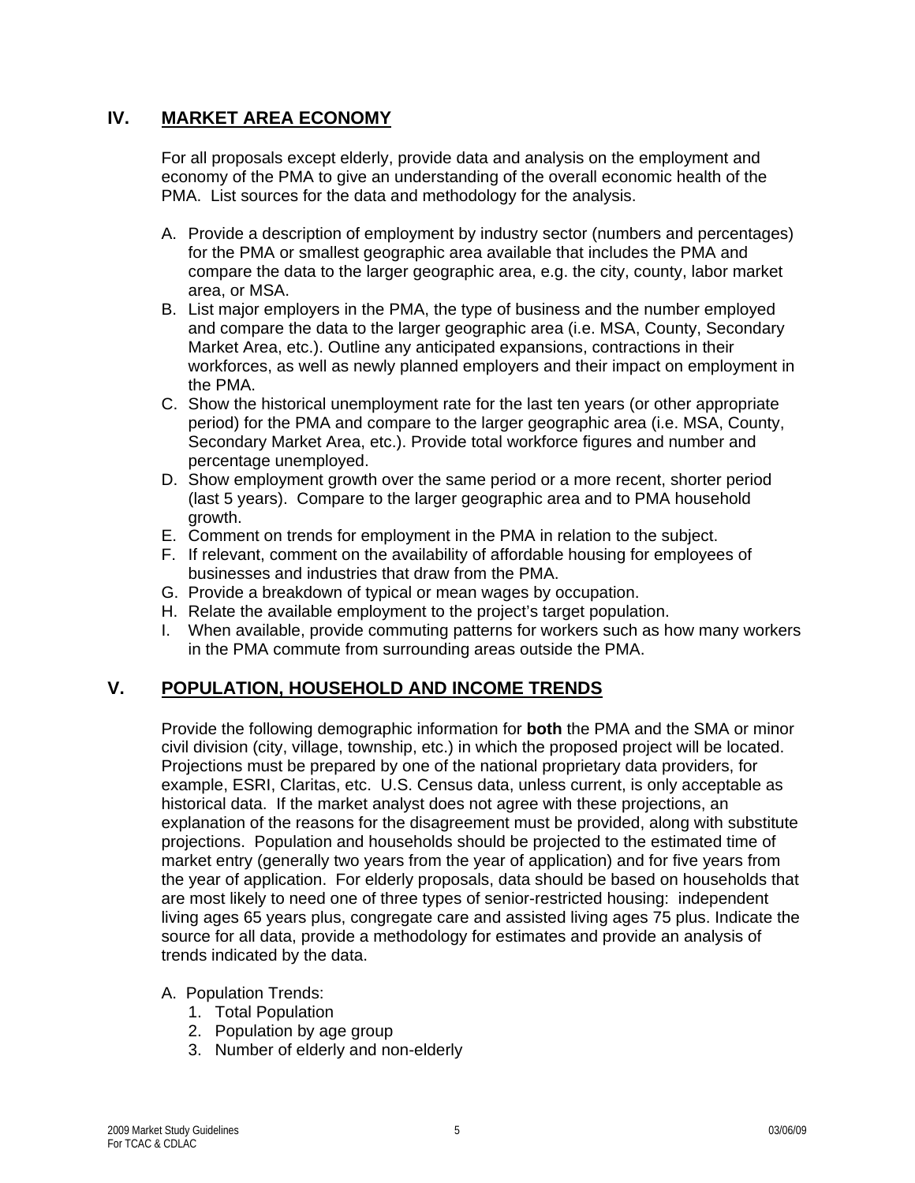## IV. MARKET AREA ECONOMY

For all proposals except elderly, provide data and analysis on the employment and economy of the PMA to give an understanding of the overall economic health of the PMA. List sources for the data and methodology for the analysis.

A. Provide a description of employment by industry sector (numbers and percentages) for the PMA or smallest geographic area available that includes the PMA and compare the data to the larger geographic area, e.g. the city, county, labor market area, or MSA.
B. List major employers in the PMA, the type of business and the number employed and compare the data to the larger geographic area (i.e. MSA, County, Secondary Market Area, etc.). Outline any anticipated expansions, contractions in their workforces, as well as newly planned employers and their impact on employment in the PMA.
C. Show the historical unemployment rate for the last ten years (or other appropriate period) for the PMA and compare to the larger geographic area (i.e. MSA, County, Secondary Market Area, etc.). Provide total workforce figures and number and percentage unemployed.
D. Show employment growth over the same period or a more recent, shorter period (last 5 years). Compare to the larger geographic area and to PMA household growth.
E. Comment on trends for employment in the PMA in relation to the subject.
F. If relevant, comment on the availability of affordable housing for employees of businesses and industries that draw from the PMA.
G. Provide a breakdown of typical or mean wages by occupation.
H. Relate the available employment to the project's target population.
I. When available, provide commuting patterns for workers such as how many workers in the PMA commute from surrounding areas outside the PMA.

## V. POPULATION, HOUSEHOLD AND INCOME TRENDS

Provide the following demographic information for **both** the PMA and the SMA or minor civil division (city, village, township, etc.) in which the proposed project will be located. Projections must be prepared by one of the national proprietary data providers, for example, ESRI, Claritas, etc. U.S. Census data, unless current, is only acceptable as historical data. If the market analyst does not agree with these projections, an explanation of the reasons for the disagreement must be provided, along with substitute projections. Population and households should be projected to the estimated time of market entry (generally two years from the year of application) and for five years from the year of application. For elderly proposals, data should be based on households that are most likely to need one of three types of senior-restricted housing: independent living ages 65 years plus, congregate care and assisted living ages 75 plus. Indicate the source for all data, provide a methodology for estimates and provide an analysis of trends indicated by the data.

A. Population Trends:
   1. Total Population
   2. Population by age group
   3. Number of elderly and non-elderly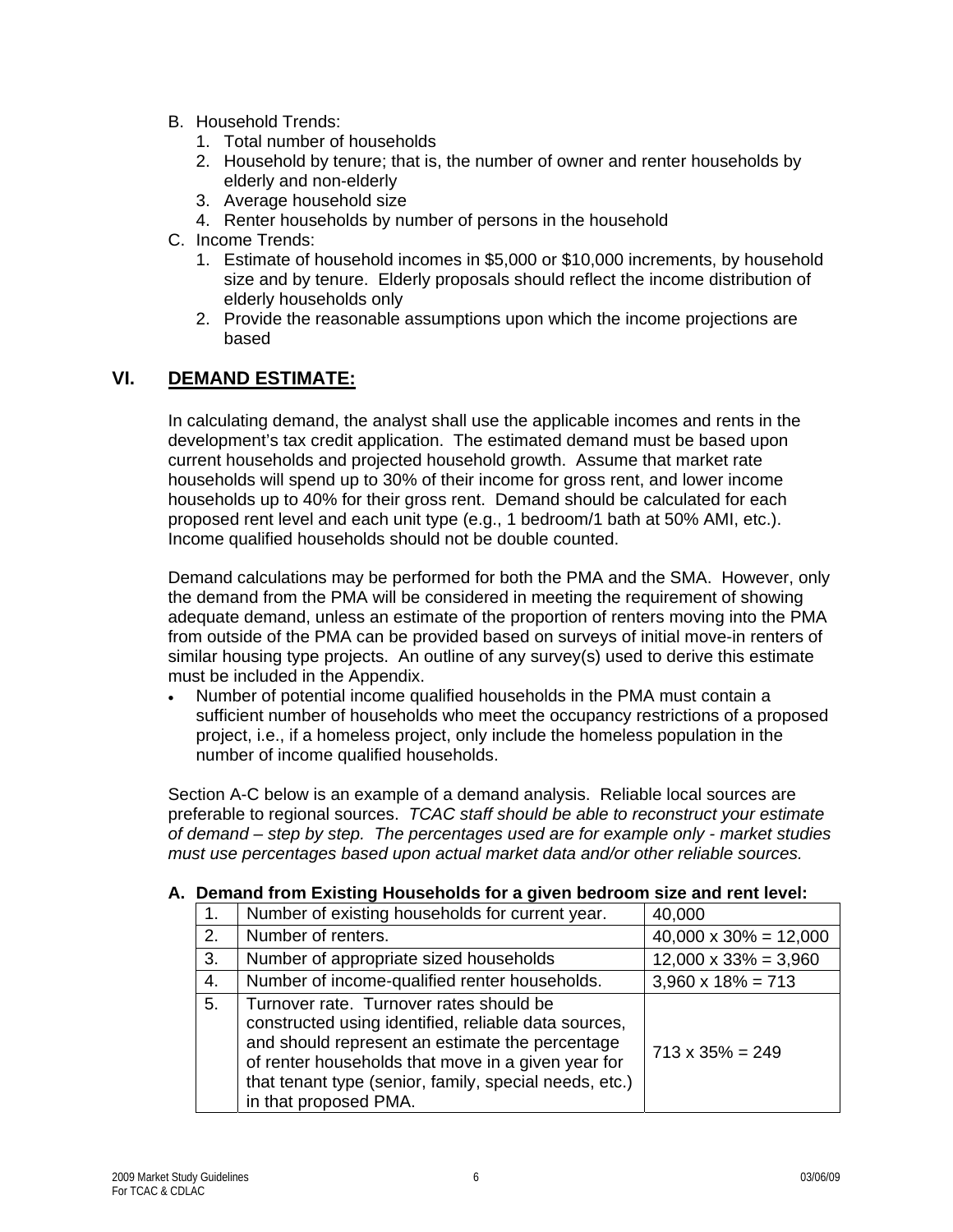B. Household Trends:
   1. Total number of households
   2. Household by tenure; that is, the number of owner and renter households by elderly and non-elderly
   3. Average household size
   4. Renter households by number of persons in the household

C. Income Trends:
   1. Estimate of household incomes in $5,000 or $10,000 increments, by household size and by tenure. Elderly proposals should reflect the income distribution of elderly households only
   2. Provide the reasonable assumptions upon which the income projections are based

## VI. DEMAND ESTIMATE:

In calculating demand, the analyst shall use the applicable incomes and rents in the development's tax credit application. The estimated demand must be based upon current households and projected household growth. Assume that market rate households will spend up to 30% of their income for gross rent, and lower income households up to 40% for their gross rent. Demand should be calculated for each proposed rent level and each unit type (e.g., 1 bedroom/1 bath at 50% AMI, etc.). Income qualified households should not be double counted.

Demand calculations may be performed for both the PMA and the SMA. However, only the demand from the PMA will be considered in meeting the requirement of showing adequate demand, unless an estimate of the proportion of renters moving into the PMA from outside of the PMA can be provided based on surveys of initial move-in renters of similar housing type projects. An outline of any survey(s) used to derive this estimate must be included in the Appendix.

- Number of potential income qualified households in the PMA must contain a sufficient number of households who meet the occupancy restrictions of a proposed project, i.e., if a homeless project, only include the homeless population in the number of income qualified households.

Section A-C below is an example of a demand analysis. Reliable local sources are preferable to regional sources. *TCAC staff should be able to reconstruct your estimate of demand – step by step. The percentages used are for example only - market studies must use percentages based upon actual market data and/or other reliable sources.*

### A. Demand from Existing Households for a given bedroom size and rent level:

| | | |
|---|---|---|
| 1. | Number of existing households for current year. | 40,000 |
| 2. | Number of renters. | 40,000 x 30% = 12,000 |
| 3. | Number of appropriate sized households | 12,000 x 33% = 3,960 |
| 4. | Number of income-qualified renter households. | 3,960 x 18% = 713 |
| 5. | Turnover rate. Turnover rates should be constructed using identified, reliable data sources, and should represent an estimate the percentage of renter households that move in a given year for that tenant type (senior, family, special needs, etc.) in that proposed PMA. | 713 x 35% = 249 |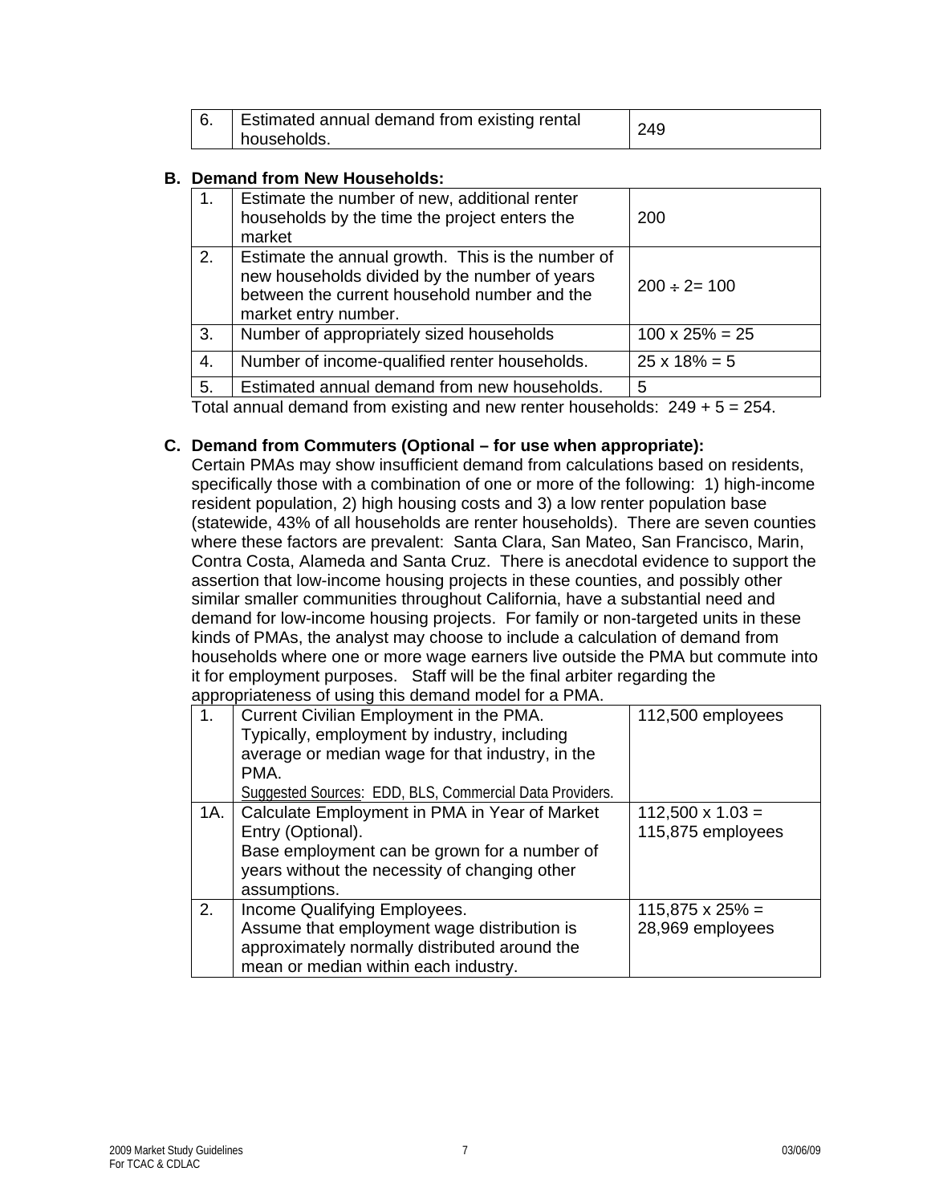| 6. | Estimated annual demand from existing rental households. | 249 |
|---|---|---|

**B. Demand from New Households:**

| 1. | Estimate the number of new, additional renter households by the time the project enters the market | 200 |
|---|---|---|
| 2. | Estimate the annual growth. This is the number of new households divided by the number of years between the current household number and the market entry number. | 200 ÷ 2= 100 |
| 3. | Number of appropriately sized households | 100 x 25% = 25 |
| 4. | Number of income-qualified renter households. | 25 x 18% = 5 |
| 5. | Estimated annual demand from new households. | 5 |

Total annual demand from existing and new renter households: 249 + 5 = 254.

**C. Demand from Commuters (Optional – for use when appropriate):**

Certain PMAs may show insufficient demand from calculations based on residents, specifically those with a combination of one or more of the following: 1) high-income resident population, 2) high housing costs and 3) a low renter population base (statewide, 43% of all households are renter households). There are seven counties where these factors are prevalent: Santa Clara, San Mateo, San Francisco, Marin, Contra Costa, Alameda and Santa Cruz. There is anecdotal evidence to support the assertion that low-income housing projects in these counties, and possibly other similar smaller communities throughout California, have a substantial need and demand for low-income housing projects. For family or non-targeted units in these kinds of PMAs, the analyst may choose to include a calculation of demand from households where one or more wage earners live outside the PMA but commute into it for employment purposes. Staff will be the final arbiter regarding the appropriateness of using this demand model for a PMA.

| 1. | Current Civilian Employment in the PMA. Typically, employment by industry, including average or median wage for that industry, in the PMA. <u>Suggested Sources</u>: EDD, BLS, Commercial Data Providers. | 112,500 employees |
|---|---|---|
| 1A. | Calculate Employment in PMA in Year of Market Entry (Optional). Base employment can be grown for a number of years without the necessity of changing other assumptions. | 112,500 x 1.03 = 115,875 employees |
| 2. | Income Qualifying Employees. Assume that employment wage distribution is approximately normally distributed around the mean or median within each industry. | 115,875 x 25% = 28,969 employees |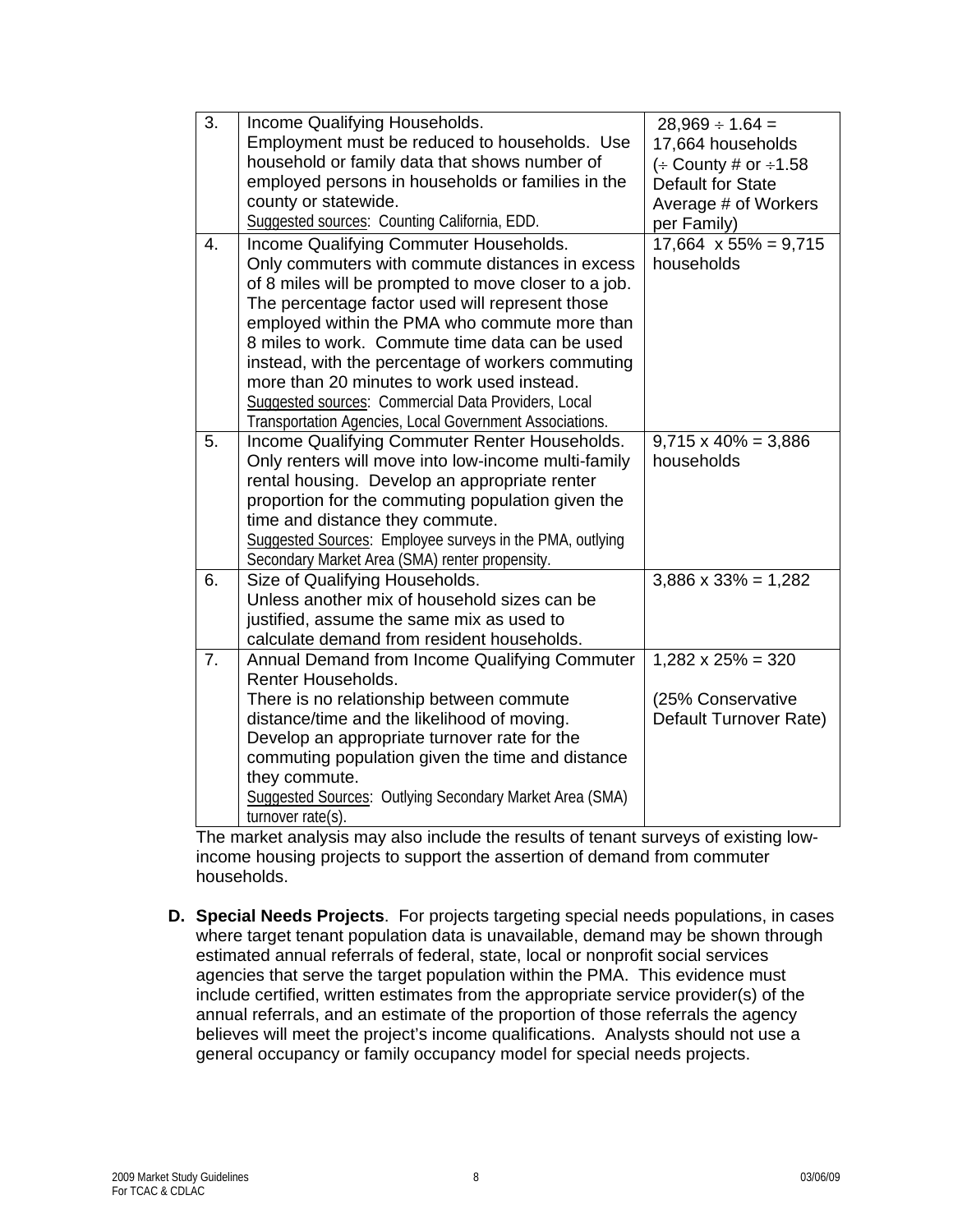| | | |
|---|---|---|
| 3. | Income Qualifying Households.<br>Employment must be reduced to households. Use household or family data that shows number of employed persons in households or families in the county or statewide.<br><u>Suggested sources</u>: Counting California, EDD. | 28,969 ÷ 1.64 = 17,664 households<br>(÷ County # or ÷1.58 Default for State Average # of Workers per Family) |
| 4. | Income Qualifying Commuter Households.<br>Only commuters with commute distances in excess of 8 miles will be prompted to move closer to a job. The percentage factor used will represent those employed within the PMA who commute more than 8 miles to work. Commute time data can be used instead, with the percentage of workers commuting more than 20 minutes to work used instead.<br><u>Suggested sources</u>: Commercial Data Providers, Local Transportation Agencies, Local Government Associations. | 17,664 x 55% = 9,715 households |
| 5. | Income Qualifying Commuter Renter Households.<br>Only renters will move into low-income multi-family rental housing. Develop an appropriate renter proportion for the commuting population given the time and distance they commute.<br><u>Suggested Sources</u>: Employee surveys in the PMA, outlying Secondary Market Area (SMA) renter propensity. | 9,715 x 40% = 3,886 households |
| 6. | Size of Qualifying Households.<br>Unless another mix of household sizes can be justified, assume the same mix as used to calculate demand from resident households. | 3,886 x 33% = 1,282 |
| 7. | Annual Demand from Income Qualifying Commuter Renter Households.<br>There is no relationship between commute distance/time and the likelihood of moving. Develop an appropriate turnover rate for the commuting population given the time and distance they commute.<br><u>Suggested Sources</u>: Outlying Secondary Market Area (SMA) turnover rate(s). | 1,282 x 25% = 320<br><br>(25% Conservative Default Turnover Rate) |

The market analysis may also include the results of tenant surveys of existing low-income housing projects to support the assertion of demand from commuter households.

**D. Special Needs Projects**. For projects targeting special needs populations, in cases where target tenant population data is unavailable, demand may be shown through estimated annual referrals of federal, state, local or nonprofit social services agencies that serve the target population within the PMA. This evidence must include certified, written estimates from the appropriate service provider(s) of the annual referrals, and an estimate of the proportion of those referrals the agency believes will meet the project's income qualifications. Analysts should not use a general occupancy or family occupancy model for special needs projects.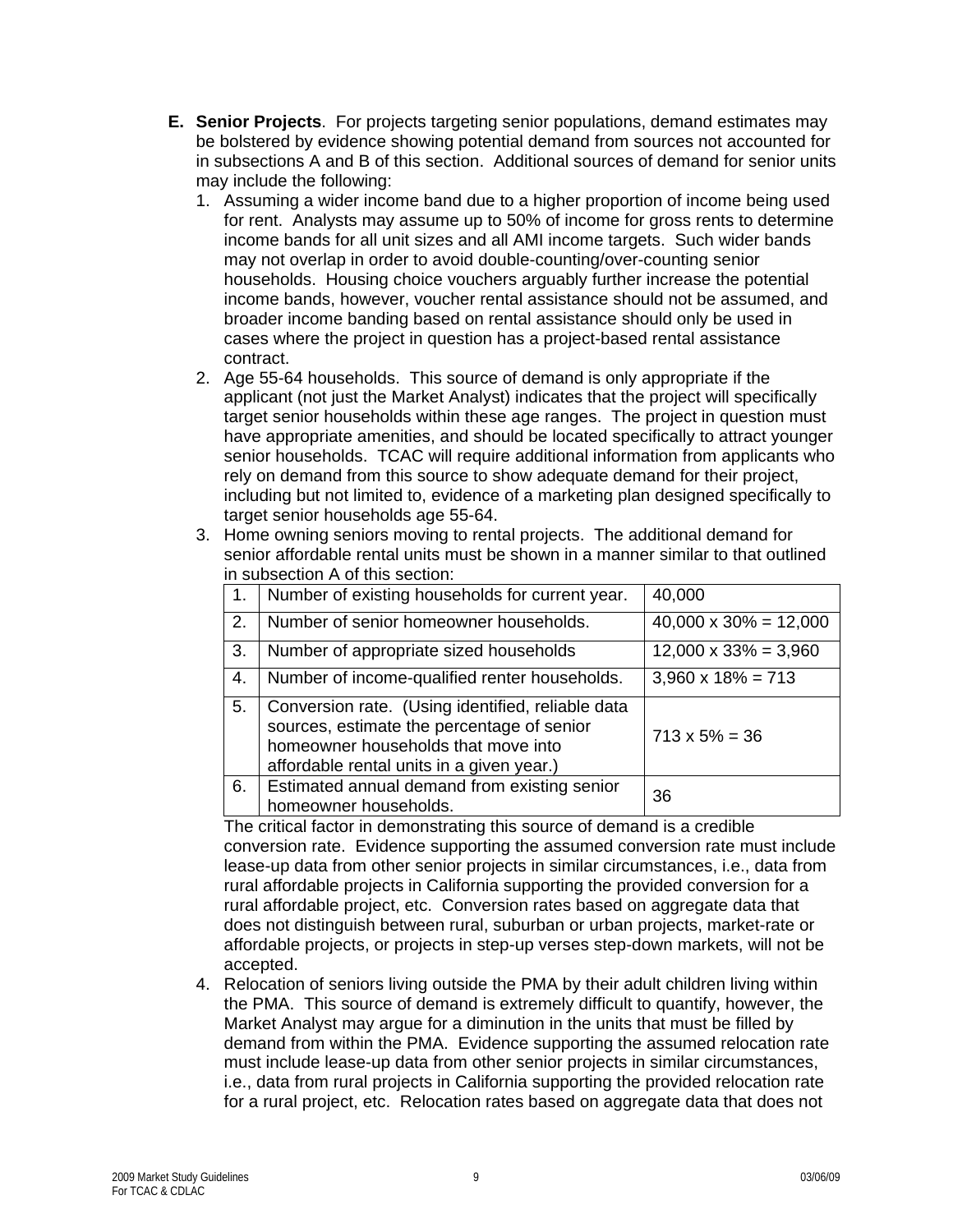**E. Senior Projects**. For projects targeting senior populations, demand estimates may be bolstered by evidence showing potential demand from sources not accounted for in subsections A and B of this section. Additional sources of demand for senior units may include the following:

1. Assuming a wider income band due to a higher proportion of income being used for rent. Analysts may assume up to 50% of income for gross rents to determine income bands for all unit sizes and all AMI income targets. Such wider bands may not overlap in order to avoid double-counting/over-counting senior households. Housing choice vouchers arguably further increase the potential income bands, however, voucher rental assistance should not be assumed, and broader income banding based on rental assistance should only be used in cases where the project in question has a project-based rental assistance contract.
2. Age 55-64 households. This source of demand is only appropriate if the applicant (not just the Market Analyst) indicates that the project will specifically target senior households within these age ranges. The project in question must have appropriate amenities, and should be located specifically to attract younger senior households. TCAC will require additional information from applicants who rely on demand from this source to show adequate demand for their project, including but not limited to, evidence of a marketing plan designed specifically to target senior households age 55-64.
3. Home owning seniors moving to rental projects. The additional demand for senior affordable rental units must be shown in a manner similar to that outlined in subsection A of this section:

| | | |
|---|---|---|
| 1. | Number of existing households for current year. | 40,000 |
| 2. | Number of senior homeowner households. | 40,000 x 30% = 12,000 |
| 3. | Number of appropriate sized households | 12,000 x 33% = 3,960 |
| 4. | Number of income-qualified renter households. | 3,960 x 18% = 713 |
| 5. | Conversion rate. (Using identified, reliable data sources, estimate the percentage of senior homeowner households that move into affordable rental units in a given year.) | 713 x 5% = 36 |
| 6. | Estimated annual demand from existing senior homeowner households. | 36 |

The critical factor in demonstrating this source of demand is a credible conversion rate. Evidence supporting the assumed conversion rate must include lease-up data from other senior projects in similar circumstances, i.e., data from rural affordable projects in California supporting the provided conversion for a rural affordable project, etc. Conversion rates based on aggregate data that does not distinguish between rural, suburban or urban projects, market-rate or affordable projects, or projects in step-up verses step-down markets, will not be accepted.

4. Relocation of seniors living outside the PMA by their adult children living within the PMA. This source of demand is extremely difficult to quantify, however, the Market Analyst may argue for a diminution in the units that must be filled by demand from within the PMA. Evidence supporting the assumed relocation rate must include lease-up data from other senior projects in similar circumstances, i.e., data from rural projects in California supporting the provided relocation rate for a rural project, etc. Relocation rates based on aggregate data that does not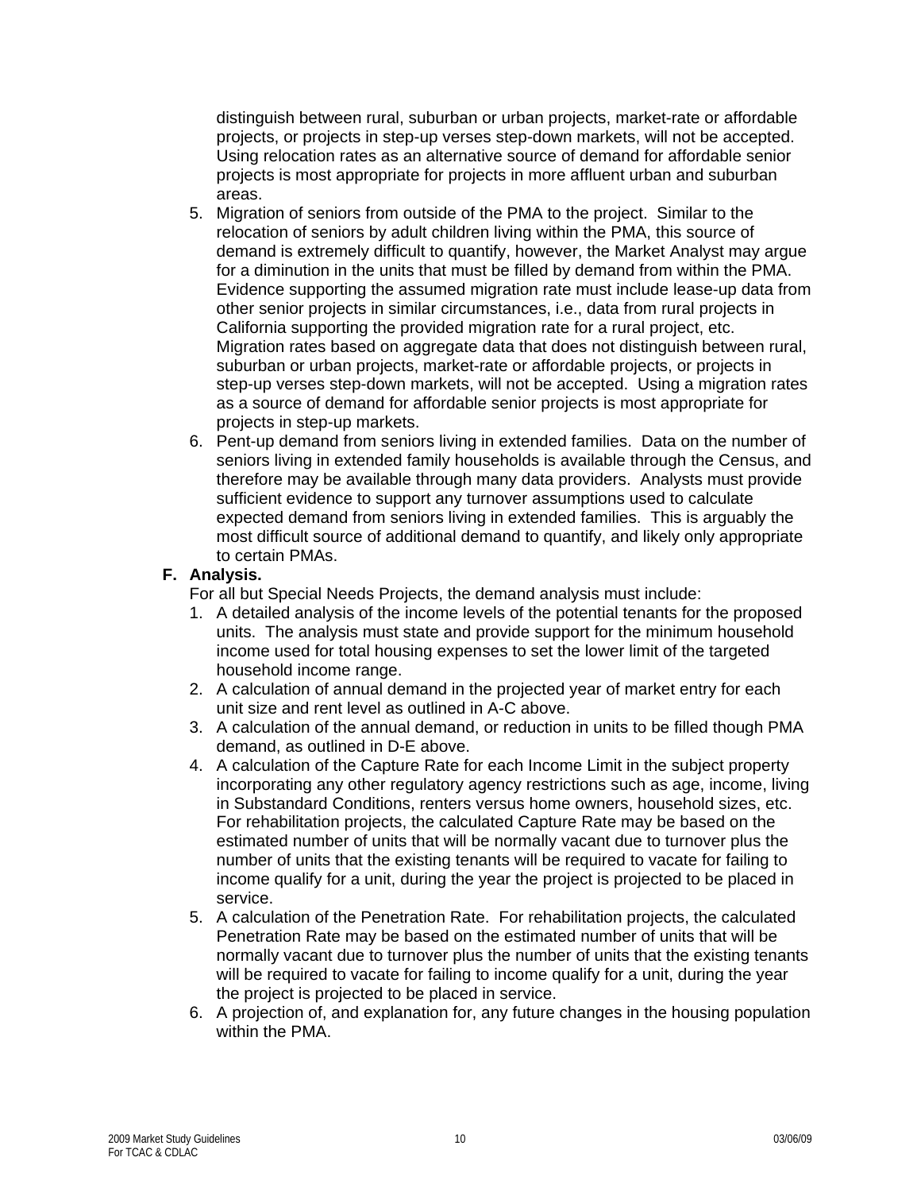distinguish between rural, suburban or urban projects, market-rate or affordable projects, or projects in step-up verses step-down markets, will not be accepted. Using relocation rates as an alternative source of demand for affordable senior projects is most appropriate for projects in more affluent urban and suburban areas.

5. Migration of seniors from outside of the PMA to the project. Similar to the relocation of seniors by adult children living within the PMA, this source of demand is extremely difficult to quantify, however, the Market Analyst may argue for a diminution in the units that must be filled by demand from within the PMA. Evidence supporting the assumed migration rate must include lease-up data from other senior projects in similar circumstances, i.e., data from rural projects in California supporting the provided migration rate for a rural project, etc. Migration rates based on aggregate data that does not distinguish between rural, suburban or urban projects, market-rate or affordable projects, or projects in step-up verses step-down markets, will not be accepted. Using a migration rates as a source of demand for affordable senior projects is most appropriate for projects in step-up markets.
6. Pent-up demand from seniors living in extended families. Data on the number of seniors living in extended family households is available through the Census, and therefore may be available through many data providers. Analysts must provide sufficient evidence to support any turnover assumptions used to calculate expected demand from seniors living in extended families. This is arguably the most difficult source of additional demand to quantify, and likely only appropriate to certain PMAs.

**F. Analysis.**

For all but Special Needs Projects, the demand analysis must include:

1. A detailed analysis of the income levels of the potential tenants for the proposed units. The analysis must state and provide support for the minimum household income used for total housing expenses to set the lower limit of the targeted household income range.
2. A calculation of annual demand in the projected year of market entry for each unit size and rent level as outlined in A-C above.
3. A calculation of the annual demand, or reduction in units to be filled though PMA demand, as outlined in D-E above.
4. A calculation of the Capture Rate for each Income Limit in the subject property incorporating any other regulatory agency restrictions such as age, income, living in Substandard Conditions, renters versus home owners, household sizes, etc. For rehabilitation projects, the calculated Capture Rate may be based on the estimated number of units that will be normally vacant due to turnover plus the number of units that the existing tenants will be required to vacate for failing to income qualify for a unit, during the year the project is projected to be placed in service.
5. A calculation of the Penetration Rate. For rehabilitation projects, the calculated Penetration Rate may be based on the estimated number of units that will be normally vacant due to turnover plus the number of units that the existing tenants will be required to vacate for failing to income qualify for a unit, during the year the project is projected to be placed in service.
6. A projection of, and explanation for, any future changes in the housing population within the PMA.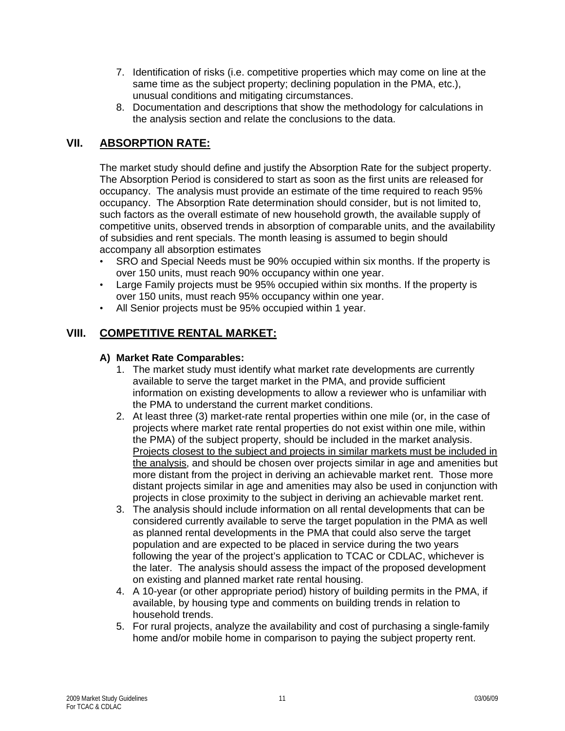7. Identification of risks (i.e. competitive properties which may come on line at the same time as the subject property; declining population in the PMA, etc.), unusual conditions and mitigating circumstances.
8. Documentation and descriptions that show the methodology for calculations in the analysis section and relate the conclusions to the data.

## VII. ABSORPTION RATE:

The market study should define and justify the Absorption Rate for the subject property. The Absorption Period is considered to start as soon as the first units are released for occupancy. The analysis must provide an estimate of the time required to reach 95% occupancy. The Absorption Rate determination should consider, but is not limited to, such factors as the overall estimate of new household growth, the available supply of competitive units, observed trends in absorption of comparable units, and the availability of subsidies and rent specials. The month leasing is assumed to begin should accompany all absorption estimates

- SRO and Special Needs must be 90% occupied within six months. If the property is over 150 units, must reach 90% occupancy within one year.
- Large Family projects must be 95% occupied within six months. If the property is over 150 units, must reach 95% occupancy within one year.
- All Senior projects must be 95% occupied within 1 year.

## VIII. COMPETITIVE RENTAL MARKET:

### A) Market Rate Comparables:

1. The market study must identify what market rate developments are currently available to serve the target market in the PMA, and provide sufficient information on existing developments to allow a reviewer who is unfamiliar with the PMA to understand the current market conditions.
2. At least three (3) market-rate rental properties within one mile (or, in the case of projects where market rate rental properties do not exist within one mile, within the PMA) of the subject property, should be included in the market analysis. <u>Projects closest to the subject and projects in similar markets must be included in the analysis</u>, and should be chosen over projects similar in age and amenities but more distant from the project in deriving an achievable market rent. Those more distant projects similar in age and amenities may also be used in conjunction with projects in close proximity to the subject in deriving an achievable market rent.
3. The analysis should include information on all rental developments that can be considered currently available to serve the target population in the PMA as well as planned rental developments in the PMA that could also serve the target population and are expected to be placed in service during the two years following the year of the project's application to TCAC or CDLAC, whichever is the later. The analysis should assess the impact of the proposed development on existing and planned market rate rental housing.
4. A 10-year (or other appropriate period) history of building permits in the PMA, if available, by housing type and comments on building trends in relation to household trends.
5. For rural projects, analyze the availability and cost of purchasing a single-family home and/or mobile home in comparison to paying the subject property rent.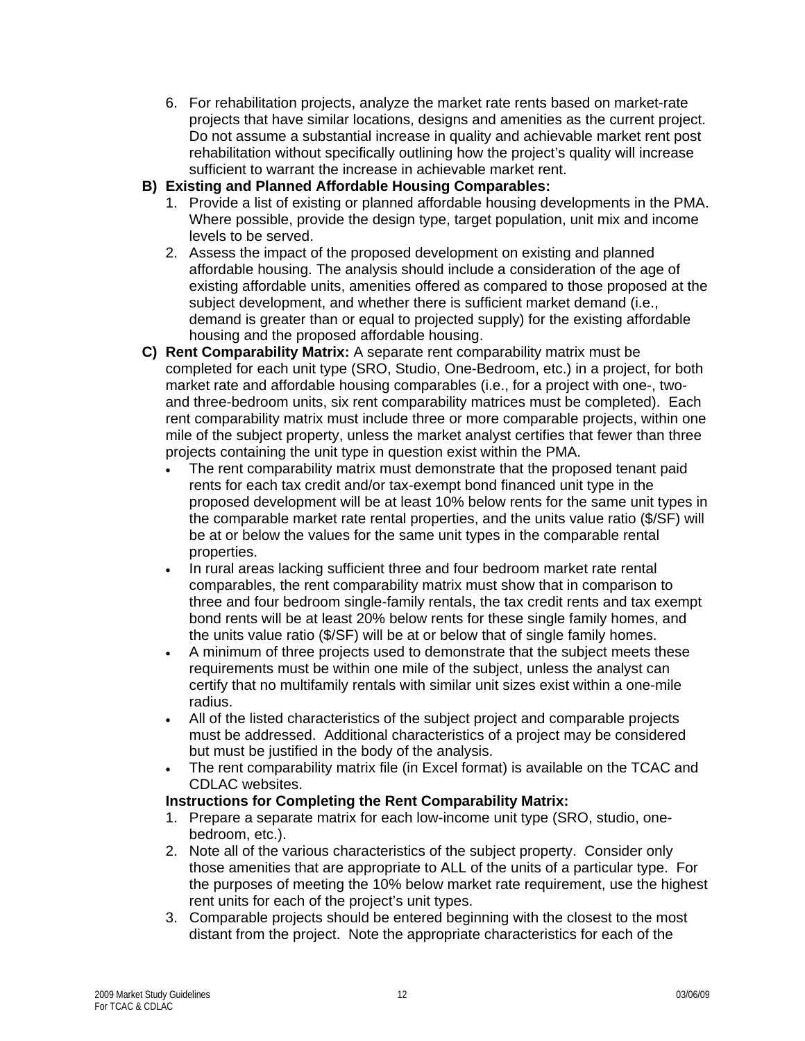6. For rehabilitation projects, analyze the market rate rents based on market-rate projects that have similar locations, designs and amenities as the current project. Do not assume a substantial increase in quality and achievable market rent post rehabilitation without specifically outlining how the project's quality will increase sufficient to warrant the increase in achievable market rent.

**B) Existing and Planned Affordable Housing Comparables:**

1. Provide a list of existing or planned affordable housing developments in the PMA. Where possible, provide the design type, target population, unit mix and income levels to be served.
2. Assess the impact of the proposed development on existing and planned affordable housing. The analysis should include a consideration of the age of existing affordable units, amenities offered as compared to those proposed at the subject development, and whether there is sufficient market demand (i.e., demand is greater than or equal to projected supply) for the existing affordable housing and the proposed affordable housing.

**C) Rent Comparability Matrix:** A separate rent comparability matrix must be completed for each unit type (SRO, Studio, One-Bedroom, etc.) in a project, for both market rate and affordable housing comparables (i.e., for a project with one-, two- and three-bedroom units, six rent comparability matrices must be completed). Each rent comparability matrix must include three or more comparable projects, within one mile of the subject property, unless the market analyst certifies that fewer than three projects containing the unit type in question exist within the PMA.

- The rent comparability matrix must demonstrate that the proposed tenant paid rents for each tax credit and/or tax-exempt bond financed unit type in the proposed development will be at least 10% below rents for the same unit types in the comparable market rate rental properties, and the units value ratio ($/SF) will be at or below the values for the same unit types in the comparable rental properties.
- In rural areas lacking sufficient three and four bedroom market rate rental comparables, the rent comparability matrix must show that in comparison to three and four bedroom single-family rentals, the tax credit rents and tax exempt bond rents will be at least 20% below rents for these single family homes, and the units value ratio ($/SF) will be at or below that of single family homes.
- A minimum of three projects used to demonstrate that the subject meets these requirements must be within one mile of the subject, unless the analyst can certify that no multifamily rentals with similar unit sizes exist within a one-mile radius.
- All of the listed characteristics of the subject project and comparable projects must be addressed. Additional characteristics of a project may be considered but must be justified in the body of the analysis.
- The rent comparability matrix file (in Excel format) is available on the TCAC and CDLAC websites.

**Instructions for Completing the Rent Comparability Matrix:**

1. Prepare a separate matrix for each low-income unit type (SRO, studio, one-bedroom, etc.).
2. Note all of the various characteristics of the subject property. Consider only those amenities that are appropriate to ALL of the units of a particular type. For the purposes of meeting the 10% below market rate requirement, use the highest rent units for each of the project's unit types.
3. Comparable projects should be entered beginning with the closest to the most distant from the project. Note the appropriate characteristics for each of the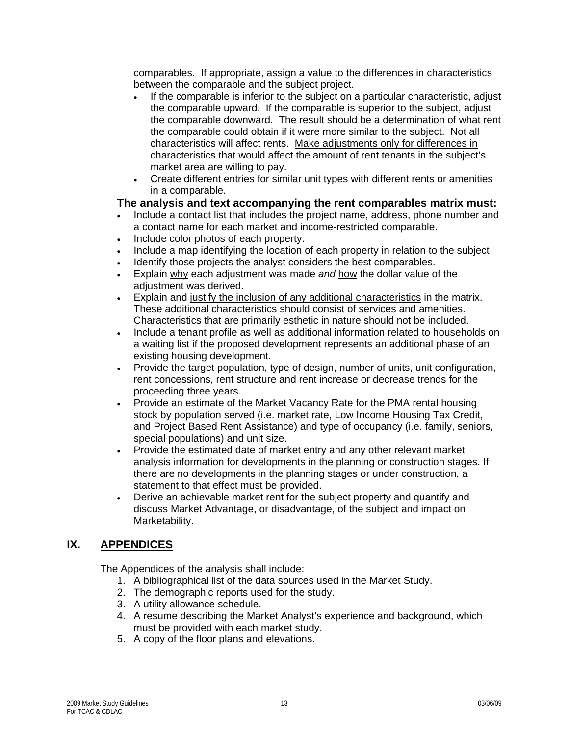comparables. If appropriate, assign a value to the differences in characteristics between the comparable and the subject project.

- If the comparable is inferior to the subject on a particular characteristic, adjust the comparable upward. If the comparable is superior to the subject, adjust the comparable downward. The result should be a determination of what rent the comparable could obtain if it were more similar to the subject. Not all characteristics will affect rents. <u>Make adjustments only for differences in characteristics that would affect the amount of rent tenants in the subject's market area are willing to pay</u>.
- Create different entries for similar unit types with different rents or amenities in a comparable.

**The analysis and text accompanying the rent comparables matrix must:**

- Include a contact list that includes the project name, address, phone number and a contact name for each market and income-restricted comparable.
- Include color photos of each property.
- Include a map identifying the location of each property in relation to the subject
- Identify those projects the analyst considers the best comparables.
- Explain <u>why</u> each adjustment was made *and* <u>how</u> the dollar value of the adjustment was derived.
- Explain and <u>justify the inclusion of any additional characteristics</u> in the matrix. These additional characteristics should consist of services and amenities. Characteristics that are primarily esthetic in nature should not be included.
- Include a tenant profile as well as additional information related to households on a waiting list if the proposed development represents an additional phase of an existing housing development.
- Provide the target population, type of design, number of units, unit configuration, rent concessions, rent structure and rent increase or decrease trends for the proceeding three years.
- Provide an estimate of the Market Vacancy Rate for the PMA rental housing stock by population served (i.e. market rate, Low Income Housing Tax Credit, and Project Based Rent Assistance) and type of occupancy (i.e. family, seniors, special populations) and unit size.
- Provide the estimated date of market entry and any other relevant market analysis information for developments in the planning or construction stages. If there are no developments in the planning stages or under construction, a statement to that effect must be provided.
- Derive an achievable market rent for the subject property and quantify and discuss Market Advantage, or disadvantage, of the subject and impact on Marketability.

## IX. <u>APPENDICES</u>

The Appendices of the analysis shall include:

1. A bibliographical list of the data sources used in the Market Study.
2. The demographic reports used for the study.
3. A utility allowance schedule.
4. A resume describing the Market Analyst's experience and background, which must be provided with each market study.
5. A copy of the floor plans and elevations.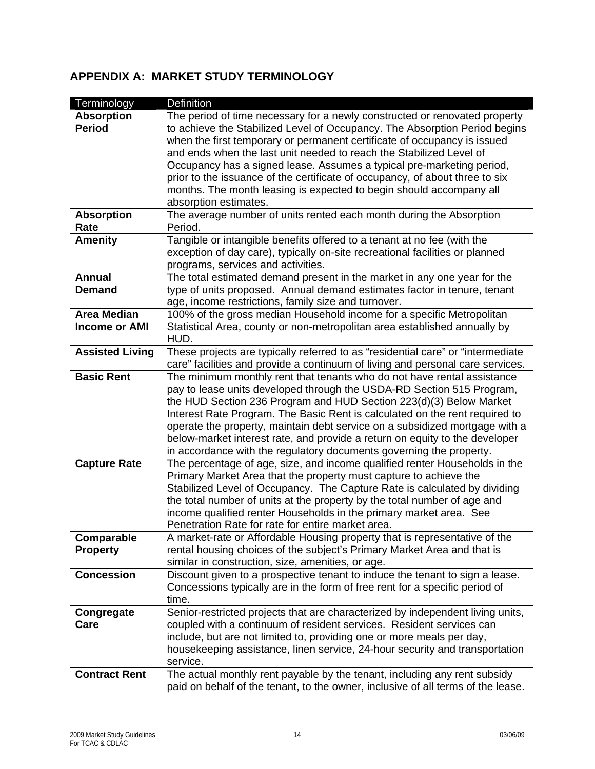## APPENDIX A: MARKET STUDY TERMINOLOGY

| Terminology | Definition |
|---|---|
| **Absorption Period** | The period of time necessary for a newly constructed or renovated property to achieve the Stabilized Level of Occupancy. The Absorption Period begins when the first temporary or permanent certificate of occupancy is issued and ends when the last unit needed to reach the Stabilized Level of Occupancy has a signed lease. Assumes a typical pre-marketing period, prior to the issuance of the certificate of occupancy, of about three to six months. The month leasing is expected to begin should accompany all absorption estimates. |
| **Absorption Rate** | The average number of units rented each month during the Absorption Period. |
| **Amenity** | Tangible or intangible benefits offered to a tenant at no fee (with the exception of day care), typically on-site recreational facilities or planned programs, services and activities. |
| **Annual Demand** | The total estimated demand present in the market in any one year for the type of units proposed. Annual demand estimates factor in tenure, tenant age, income restrictions, family size and turnover. |
| **Area Median Income or AMI** | 100% of the gross median Household income for a specific Metropolitan Statistical Area, county or non-metropolitan area established annually by HUD. |
| **Assisted Living** | These projects are typically referred to as "residential care" or "intermediate care" facilities and provide a continuum of living and personal care services. |
| **Basic Rent** | The minimum monthly rent that tenants who do not have rental assistance pay to lease units developed through the USDA-RD Section 515 Program, the HUD Section 236 Program and HUD Section 223(d)(3) Below Market Interest Rate Program. The Basic Rent is calculated on the rent required to operate the property, maintain debt service on a subsidized mortgage with a below-market interest rate, and provide a return on equity to the developer in accordance with the regulatory documents governing the property. |
| **Capture Rate** | The percentage of age, size, and income qualified renter Households in the Primary Market Area that the property must capture to achieve the Stabilized Level of Occupancy. The Capture Rate is calculated by dividing the total number of units at the property by the total number of age and income qualified renter Households in the primary market area. See Penetration Rate for rate for entire market area. |
| **Comparable Property** | A market-rate or Affordable Housing property that is representative of the rental housing choices of the subject's Primary Market Area and that is similar in construction, size, amenities, or age. |
| **Concession** | Discount given to a prospective tenant to induce the tenant to sign a lease. Concessions typically are in the form of free rent for a specific period of time. |
| **Congregate Care** | Senior-restricted projects that are characterized by independent living units, coupled with a continuum of resident services. Resident services can include, but are not limited to, providing one or more meals per day, housekeeping assistance, linen service, 24-hour security and transportation service. |
| **Contract Rent** | The actual monthly rent payable by the tenant, including any rent subsidy paid on behalf of the tenant, to the owner, inclusive of all terms of the lease. |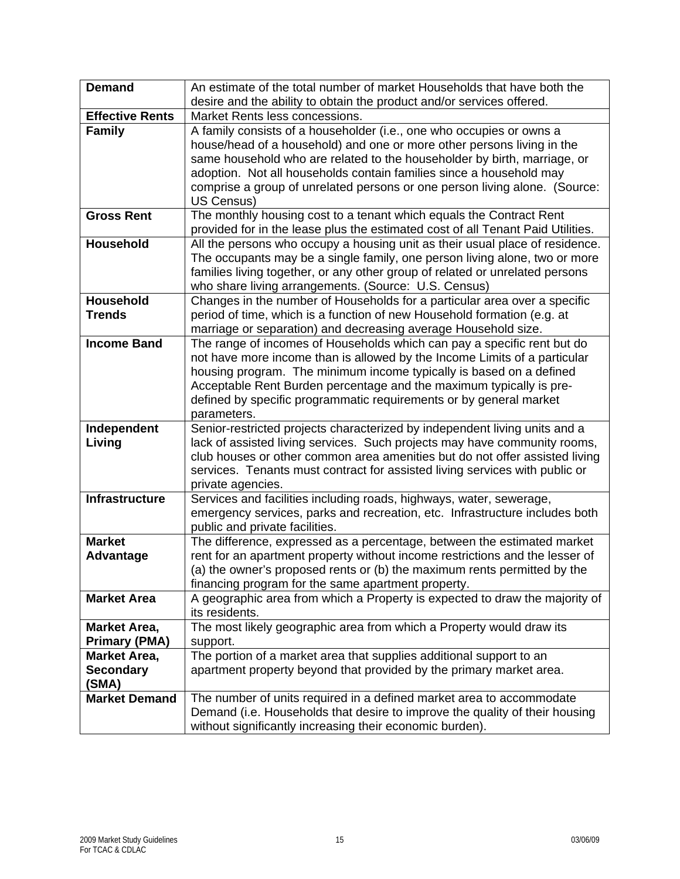| | |
|---|---|
| **Demand** | An estimate of the total number of market Households that have both the desire and the ability to obtain the product and/or services offered. |
| **Effective Rents** | Market Rents less concessions. |
| **Family** | A family consists of a householder (i.e., one who occupies or owns a house/head of a household) and one or more other persons living in the same household who are related to the householder by birth, marriage, or adoption. Not all households contain families since a household may comprise a group of unrelated persons or one person living alone. (Source: US Census) |
| **Gross Rent** | The monthly housing cost to a tenant which equals the Contract Rent provided for in the lease plus the estimated cost of all Tenant Paid Utilities. |
| **Household** | All the persons who occupy a housing unit as their usual place of residence. The occupants may be a single family, one person living alone, two or more families living together, or any other group of related or unrelated persons who share living arrangements. (Source: U.S. Census) |
| **Household Trends** | Changes in the number of Households for a particular area over a specific period of time, which is a function of new Household formation (e.g. at marriage or separation) and decreasing average Household size. |
| **Income Band** | The range of incomes of Households which can pay a specific rent but do not have more income than is allowed by the Income Limits of a particular housing program. The minimum income typically is based on a defined Acceptable Rent Burden percentage and the maximum typically is pre-defined by specific programmatic requirements or by general market parameters. |
| **Independent Living** | Senior-restricted projects characterized by independent living units and a lack of assisted living services. Such projects may have community rooms, club houses or other common area amenities but do not offer assisted living services. Tenants must contract for assisted living services with public or private agencies. |
| **Infrastructure** | Services and facilities including roads, highways, water, sewerage, emergency services, parks and recreation, etc. Infrastructure includes both public and private facilities. |
| **Market Advantage** | The difference, expressed as a percentage, between the estimated market rent for an apartment property without income restrictions and the lesser of (a) the owner's proposed rents or (b) the maximum rents permitted by the financing program for the same apartment property. |
| **Market Area** | A geographic area from which a Property is expected to draw the majority of its residents. |
| **Market Area, Primary (PMA)** | The most likely geographic area from which a Property would draw its support. |
| **Market Area, Secondary (SMA)** | The portion of a market area that supplies additional support to an apartment property beyond that provided by the primary market area. |
| **Market Demand** | The number of units required in a defined market area to accommodate Demand (i.e. Households that desire to improve the quality of their housing without significantly increasing their economic burden). |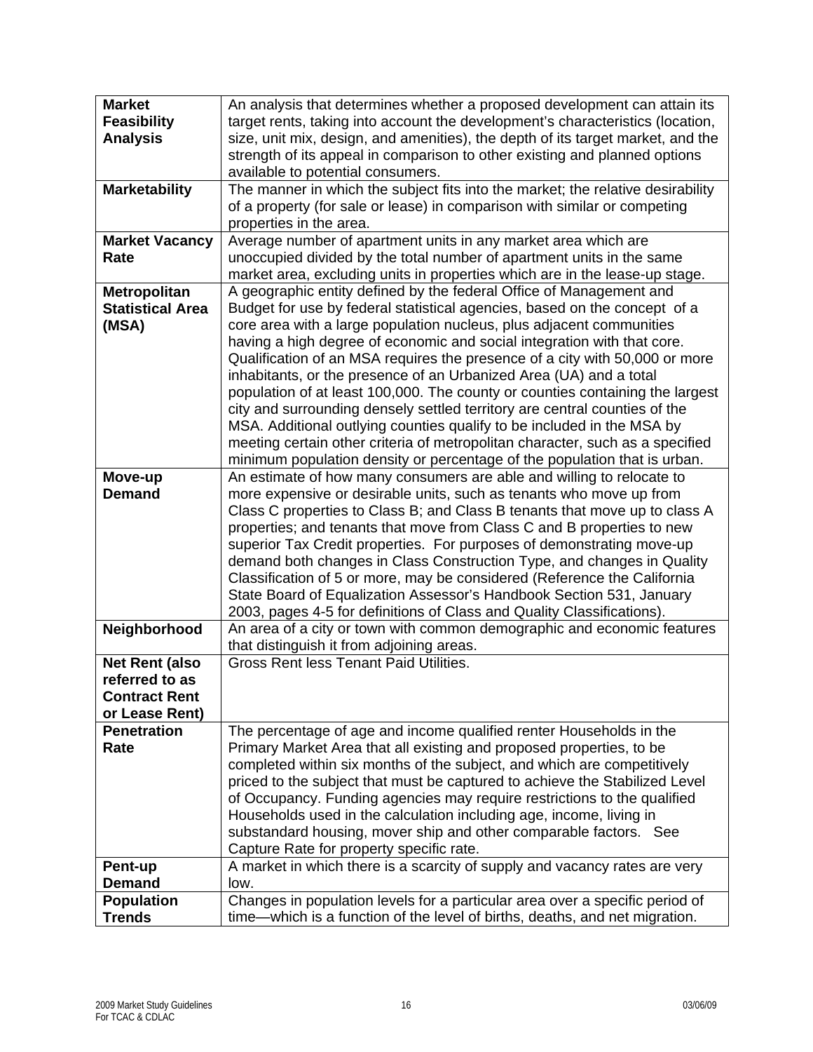| | |
|---|---|
| **Market Feasibility Analysis** | An analysis that determines whether a proposed development can attain its target rents, taking into account the development's characteristics (location, size, unit mix, design, and amenities), the depth of its target market, and the strength of its appeal in comparison to other existing and planned options available to potential consumers. |
| **Marketability** | The manner in which the subject fits into the market; the relative desirability of a property (for sale or lease) in comparison with similar or competing properties in the area. |
| **Market Vacancy Rate** | Average number of apartment units in any market area which are unoccupied divided by the total number of apartment units in the same market area, excluding units in properties which are in the lease-up stage. |
| **Metropolitan Statistical Area (MSA)** | A geographic entity defined by the federal Office of Management and Budget for use by federal statistical agencies, based on the concept of a core area with a large population nucleus, plus adjacent communities having a high degree of economic and social integration with that core. Qualification of an MSA requires the presence of a city with 50,000 or more inhabitants, or the presence of an Urbanized Area (UA) and a total population of at least 100,000. The county or counties containing the largest city and surrounding densely settled territory are central counties of the MSA. Additional outlying counties qualify to be included in the MSA by meeting certain other criteria of metropolitan character, such as a specified minimum population density or percentage of the population that is urban. |
| **Move-up Demand** | An estimate of how many consumers are able and willing to relocate to more expensive or desirable units, such as tenants who move up from Class C properties to Class B; and Class B tenants that move up to class A properties; and tenants that move from Class C and B properties to new superior Tax Credit properties. For purposes of demonstrating move-up demand both changes in Class Construction Type, and changes in Quality Classification of 5 or more, may be considered (Reference the California State Board of Equalization Assessor's Handbook Section 531, January 2003, pages 4-5 for definitions of Class and Quality Classifications). |
| **Neighborhood** | An area of a city or town with common demographic and economic features that distinguish it from adjoining areas. |
| **Net Rent (also referred to as Contract Rent or Lease Rent)** | Gross Rent less Tenant Paid Utilities. |
| **Penetration Rate** | The percentage of age and income qualified renter Households in the Primary Market Area that all existing and proposed properties, to be completed within six months of the subject, and which are competitively priced to the subject that must be captured to achieve the Stabilized Level of Occupancy. Funding agencies may require restrictions to the qualified Households used in the calculation including age, income, living in substandard housing, mover ship and other comparable factors. See Capture Rate for property specific rate. |
| **Pent-up Demand** | A market in which there is a scarcity of supply and vacancy rates are very low. |
| **Population Trends** | Changes in population levels for a particular area over a specific period of time—which is a function of the level of births, deaths, and net migration. |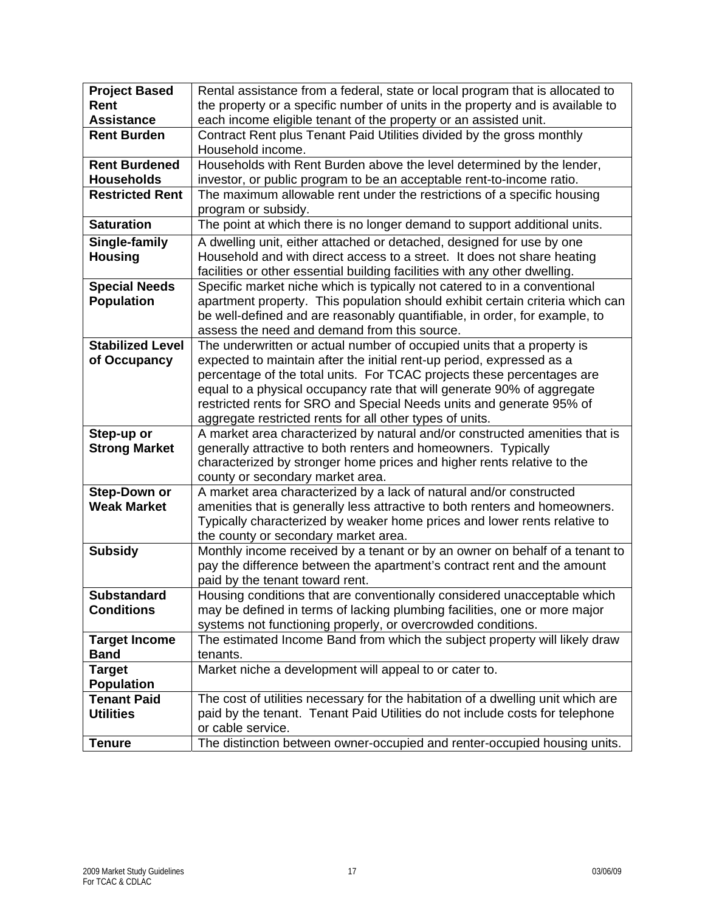| | |
|---|---|
| **Project Based Rent Assistance** | Rental assistance from a federal, state or local program that is allocated to the property or a specific number of units in the property and is available to each income eligible tenant of the property or an assisted unit. |
| **Rent Burden** | Contract Rent plus Tenant Paid Utilities divided by the gross monthly Household income. |
| **Rent Burdened Households** | Households with Rent Burden above the level determined by the lender, investor, or public program to be an acceptable rent-to-income ratio. |
| **Restricted Rent** | The maximum allowable rent under the restrictions of a specific housing program or subsidy. |
| **Saturation** | The point at which there is no longer demand to support additional units. |
| **Single-family Housing** | A dwelling unit, either attached or detached, designed for use by one Household and with direct access to a street. It does not share heating facilities or other essential building facilities with any other dwelling. |
| **Special Needs Population** | Specific market niche which is typically not catered to in a conventional apartment property. This population should exhibit certain criteria which can be well-defined and are reasonably quantifiable, in order, for example, to assess the need and demand from this source. |
| **Stabilized Level of Occupancy** | The underwritten or actual number of occupied units that a property is expected to maintain after the initial rent-up period, expressed as a percentage of the total units. For TCAC projects these percentages are equal to a physical occupancy rate that will generate 90% of aggregate restricted rents for SRO and Special Needs units and generate 95% of aggregate restricted rents for all other types of units. |
| **Step-up or Strong Market** | A market area characterized by natural and/or constructed amenities that is generally attractive to both renters and homeowners. Typically characterized by stronger home prices and higher rents relative to the county or secondary market area. |
| **Step-Down or Weak Market** | A market area characterized by a lack of natural and/or constructed amenities that is generally less attractive to both renters and homeowners. Typically characterized by weaker home prices and lower rents relative to the county or secondary market area. |
| **Subsidy** | Monthly income received by a tenant or by an owner on behalf of a tenant to pay the difference between the apartment's contract rent and the amount paid by the tenant toward rent. |
| **Substandard Conditions** | Housing conditions that are conventionally considered unacceptable which may be defined in terms of lacking plumbing facilities, one or more major systems not functioning properly, or overcrowded conditions. |
| **Target Income Band** | The estimated Income Band from which the subject property will likely draw tenants. |
| **Target Population** | Market niche a development will appeal to or cater to. |
| **Tenant Paid Utilities** | The cost of utilities necessary for the habitation of a dwelling unit which are paid by the tenant. Tenant Paid Utilities do not include costs for telephone or cable service. |
| **Tenure** | The distinction between owner-occupied and renter-occupied housing units. |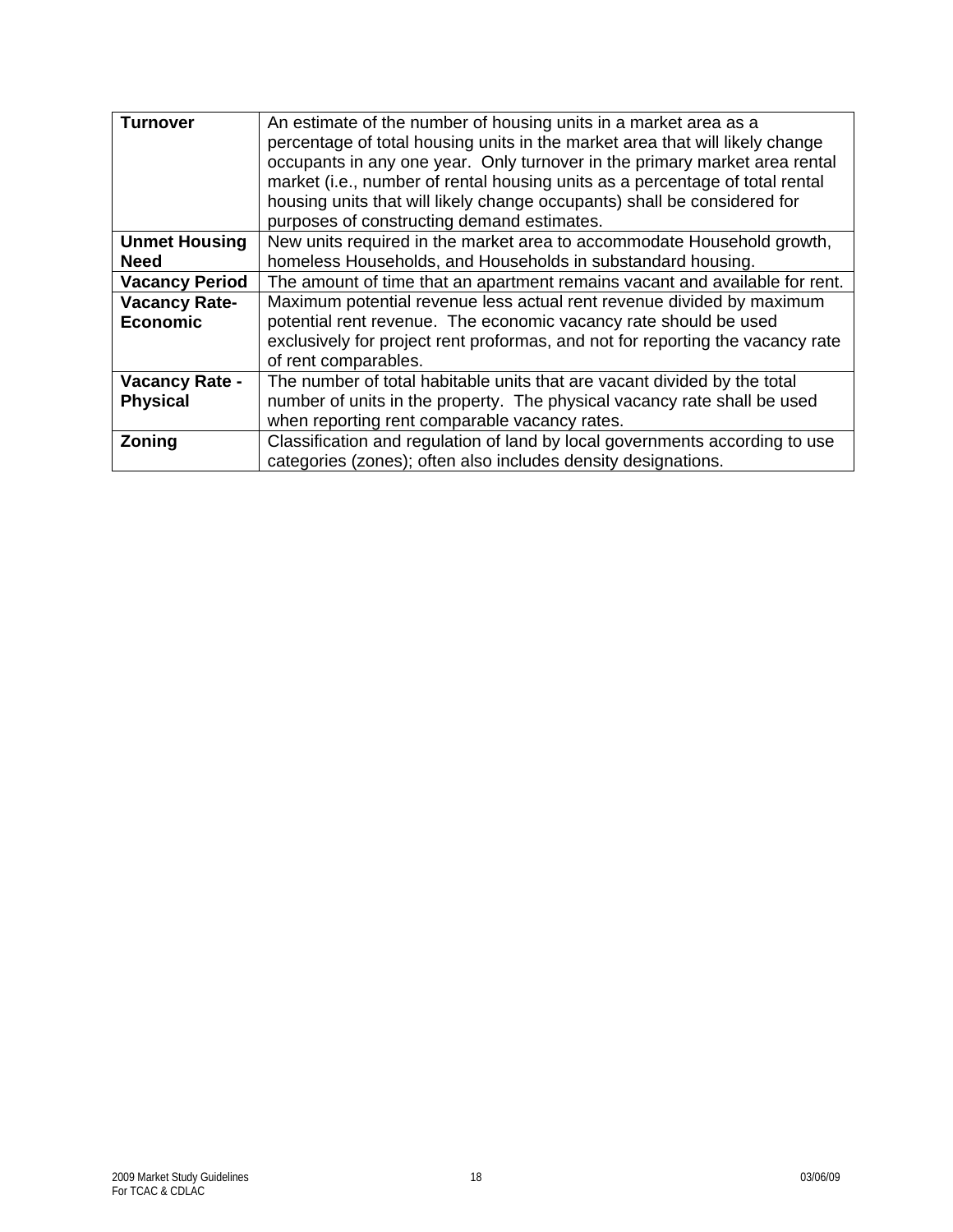| | |
|---|---|
| **Turnover** | An estimate of the number of housing units in a market area as a percentage of total housing units in the market area that will likely change occupants in any one year. Only turnover in the primary market area rental market (i.e., number of rental housing units as a percentage of total rental housing units that will likely change occupants) shall be considered for purposes of constructing demand estimates. |
| **Unmet Housing Need** | New units required in the market area to accommodate Household growth, homeless Households, and Households in substandard housing. |
| **Vacancy Period** | The amount of time that an apartment remains vacant and available for rent. |
| **Vacancy Rate-Economic** | Maximum potential revenue less actual rent revenue divided by maximum potential rent revenue. The economic vacancy rate should be used exclusively for project rent proformas, and not for reporting the vacancy rate of rent comparables. |
| **Vacancy Rate - Physical** | The number of total habitable units that are vacant divided by the total number of units in the property. The physical vacancy rate shall be used when reporting rent comparable vacancy rates. |
| **Zoning** | Classification and regulation of land by local governments according to use categories (zones); often also includes density designations. |